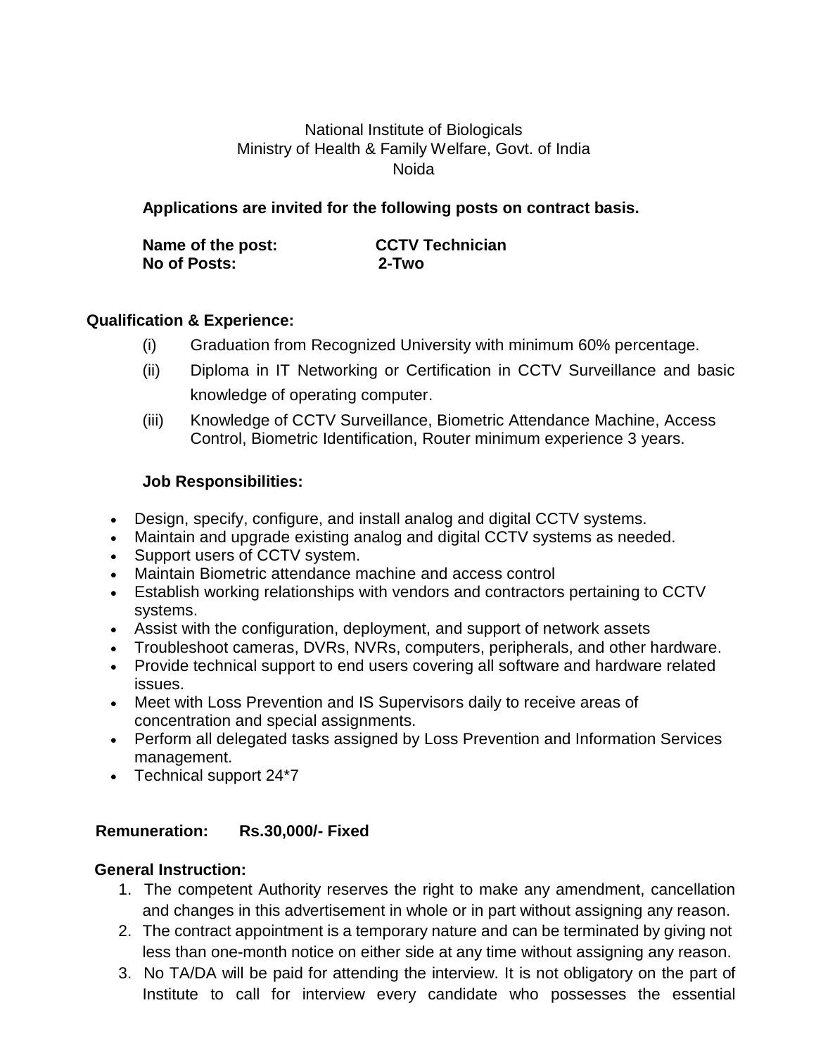National Institute of Biologicals
Ministry of Health & Family Welfare, Govt. of India
Noida

**Applications are invited for the following posts on contract basis.**

**Name of the post:** **CCTV Technician**
**No of Posts:** **2-Two**

**Qualification & Experience:**

(i) Graduation from Recognized University with minimum 60% percentage.

(ii) Diploma in IT Networking or Certification in CCTV Surveillance and basic knowledge of operating computer.

(iii) Knowledge of CCTV Surveillance, Biometric Attendance Machine, Access Control, Biometric Identification, Router minimum experience 3 years.

**Job Responsibilities:**

- Design, specify, configure, and install analog and digital CCTV systems.
- Maintain and upgrade existing analog and digital CCTV systems as needed.
- Support users of CCTV system.
- Maintain Biometric attendance machine and access control
- Establish working relationships with vendors and contractors pertaining to CCTV systems.
- Assist with the configuration, deployment, and support of network assets
- Troubleshoot cameras, DVRs, NVRs, computers, peripherals, and other hardware.
- Provide technical support to end users covering all software and hardware related issues.
- Meet with Loss Prevention and IS Supervisors daily to receive areas of concentration and special assignments.
- Perform all delegated tasks assigned by Loss Prevention and Information Services management.
- Technical support 24*7

**Remuneration: Rs.30,000/- Fixed**

**General Instruction:**

1. The competent Authority reserves the right to make any amendment, cancellation and changes in this advertisement in whole or in part without assigning any reason.
2. The contract appointment is a temporary nature and can be terminated by giving not less than one-month notice on either side at any time without assigning any reason.
3. No TA/DA will be paid for attending the interview. It is not obligatory on the part of Institute to call for interview every candidate who possesses the essential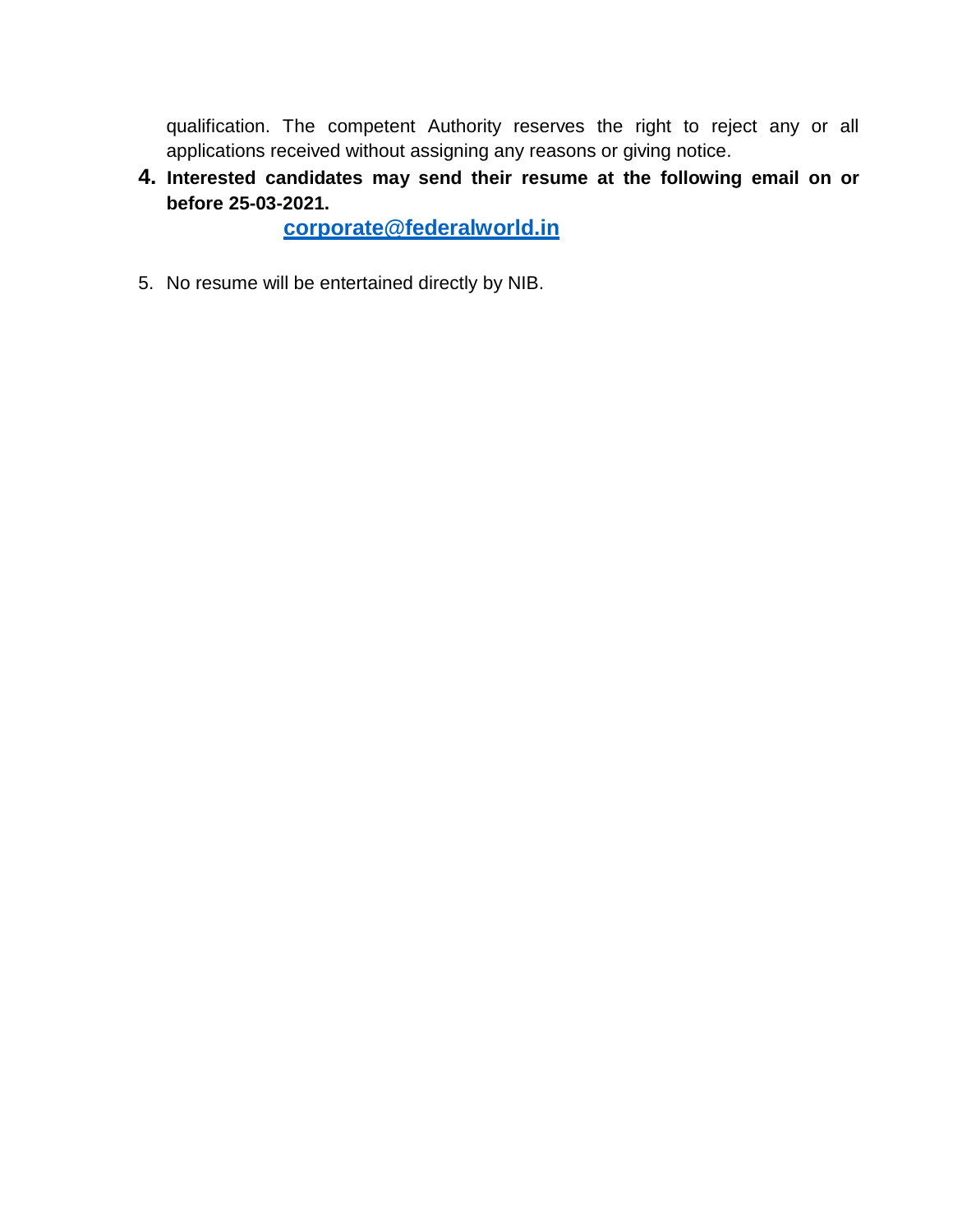qualification. The competent Authority reserves the right to reject any or all applications received without assigning any reasons or giving notice.

4. **Interested candidates may send their resume at the following email on or before 25-03-2021.**

   **[corporate@federalworld.in](mailto:corporate@federalworld.in)**

5. No resume will be entertained directly by NIB.